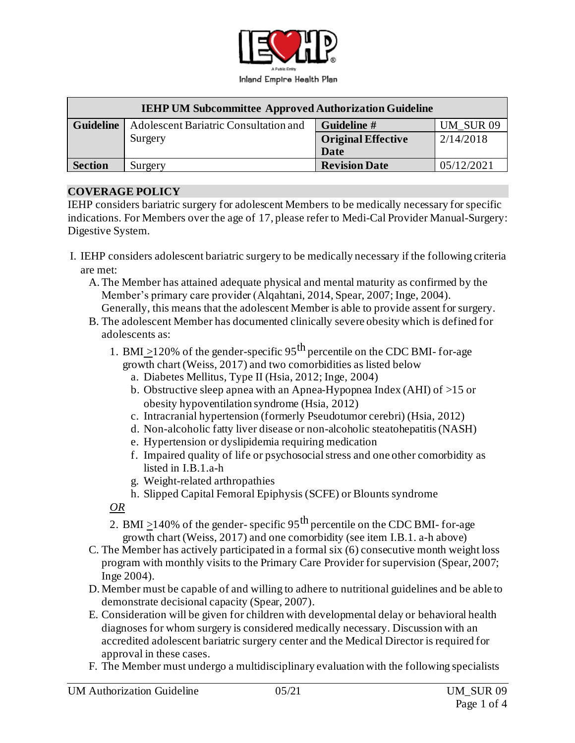Inland Empire Health Plan

| IEHP UM Subcommittee Approved Authorization Guideline | | | |
|---|---|---|---|
| **Guideline** | Adolescent Bariatric Consultation and Surgery | **Guideline #** | UM_SUR 09 |
| | | **Original Effective Date** | 2/14/2018 |
| **Section** | Surgery | **Revision Date** | 05/12/2021 |

## COVERAGE POLICY

IEHP considers bariatric surgery for adolescent Members to be medically necessary for specific indications. For Members over the age of 17, please refer to Medi-Cal Provider Manual-Surgery: Digestive System.

I. IEHP considers adolescent bariatric surgery to be medically necessary if the following criteria are met:
   A. The Member has attained adequate physical and mental maturity as confirmed by the Member's primary care provider (Alqahtani, 2014, Spear, 2007; Inge, 2004). Generally, this means that the adolescent Member is able to provide assent for surgery.
   B. The adolescent Member has documented clinically severe obesity which is defined for adolescents as:
      1. BMI ≥120% of the gender-specific 95th percentile on the CDC BMI- for-age growth chart (Weiss, 2017) and two comorbidities as listed below
         a. Diabetes Mellitus, Type II (Hsia, 2012; Inge, 2004)
         b. Obstructive sleep apnea with an Apnea-Hypopnea Index (AHI) of >15 or obesity hypoventilation syndrome (Hsia, 2012)
         c. Intracranial hypertension (formerly Pseudotumor cerebri) (Hsia, 2012)
         d. Non-alcoholic fatty liver disease or non-alcoholic steatohepatitis (NASH)
         e. Hypertension or dyslipidemia requiring medication
         f. Impaired quality of life or psychosocial stress and one other comorbidity as listed in I.B.1.a-h
         g. Weight-related arthropathies
         h. Slipped Capital Femoral Epiphysis (SCFE) or Blounts syndrome

      *OR*

      2. BMI ≥140% of the gender- specific 95th percentile on the CDC BMI- for-age growth chart (Weiss, 2017) and one comorbidity (see item I.B.1. a-h above)
   C. The Member has actively participated in a formal six (6) consecutive month weight loss program with monthly visits to the Primary Care Provider for supervision (Spear, 2007; Inge 2004).
   D. Member must be capable of and willing to adhere to nutritional guidelines and be able to demonstrate decisional capacity (Spear, 2007).
   E. Consideration will be given for children with developmental delay or behavioral health diagnoses for whom surgery is considered medically necessary. Discussion with an accredited adolescent bariatric surgery center and the Medical Director is required for approval in these cases.
   F. The Member must undergo a multidisciplinary evaluation with the following specialists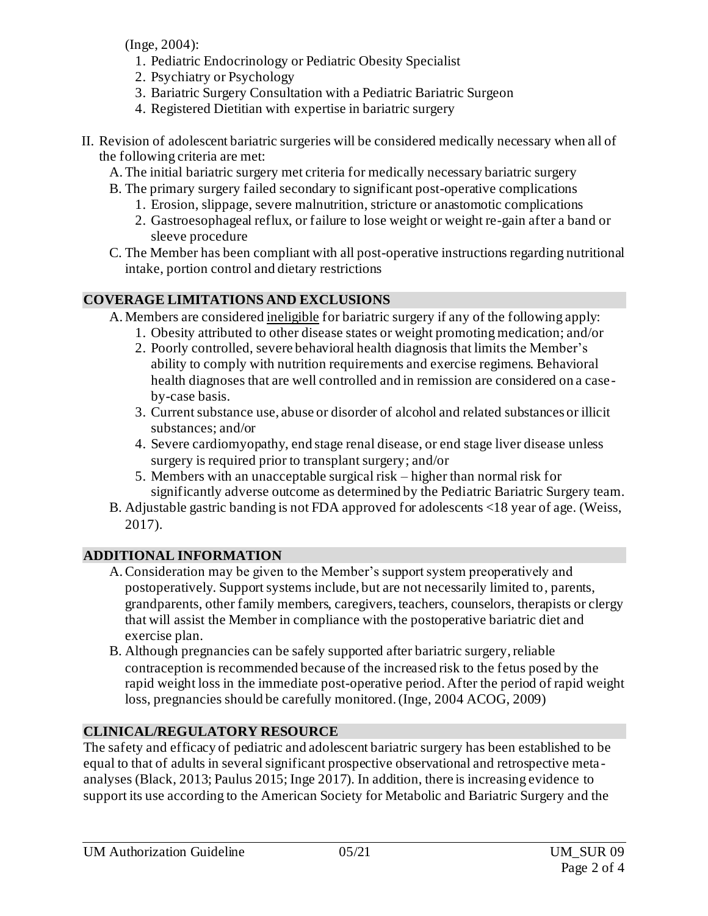(Inge, 2004):

1. Pediatric Endocrinology or Pediatric Obesity Specialist
2. Psychiatry or Psychology
3. Bariatric Surgery Consultation with a Pediatric Bariatric Surgeon
4. Registered Dietitian with expertise in bariatric surgery

II. Revision of adolescent bariatric surgeries will be considered medically necessary when all of the following criteria are met:

A. The initial bariatric surgery met criteria for medically necessary bariatric surgery

B. The primary surgery failed secondary to significant post-operative complications

1. Erosion, slippage, severe malnutrition, stricture or anastomotic complications
2. Gastroesophageal reflux, or failure to lose weight or weight re-gain after a band or sleeve procedure

C. The Member has been compliant with all post-operative instructions regarding nutritional intake, portion control and dietary restrictions

## COVERAGE LIMITATIONS AND EXCLUSIONS

A. Members are considered <u>ineligible</u> for bariatric surgery if any of the following apply:

1. Obesity attributed to other disease states or weight promoting medication; and/or
2. Poorly controlled, severe behavioral health diagnosis that limits the Member's ability to comply with nutrition requirements and exercise regimens. Behavioral health diagnoses that are well controlled and in remission are considered on a case-by-case basis.
3. Current substance use, abuse or disorder of alcohol and related substances or illicit substances; and/or
4. Severe cardiomyopathy, end stage renal disease, or end stage liver disease unless surgery is required prior to transplant surgery; and/or
5. Members with an unacceptable surgical risk – higher than normal risk for significantly adverse outcome as determined by the Pediatric Bariatric Surgery team.

B. Adjustable gastric banding is not FDA approved for adolescents <18 year of age. (Weiss, 2017).

## ADDITIONAL INFORMATION

A. Consideration may be given to the Member's support system preoperatively and postoperatively. Support systems include, but are not necessarily limited to, parents, grandparents, other family members, caregivers, teachers, counselors, therapists or clergy that will assist the Member in compliance with the postoperative bariatric diet and exercise plan.

B. Although pregnancies can be safely supported after bariatric surgery, reliable contraception is recommended because of the increased risk to the fetus posed by the rapid weight loss in the immediate post-operative period. After the period of rapid weight loss, pregnancies should be carefully monitored. (Inge, 2004 ACOG, 2009)

## CLINICAL/REGULATORY RESOURCE

The safety and efficacy of pediatric and adolescent bariatric surgery has been established to be equal to that of adults in several significant prospective observational and retrospective meta-analyses (Black, 2013; Paulus 2015; Inge 2017). In addition, there is increasing evidence to support its use according to the American Society for Metabolic and Bariatric Surgery and the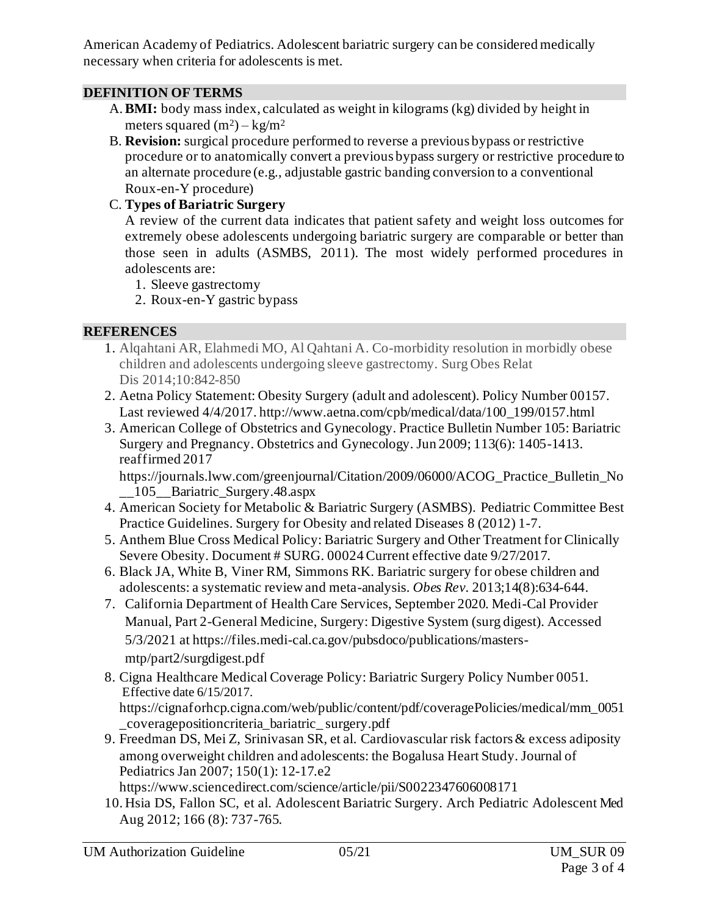American Academy of Pediatrics. Adolescent bariatric surgery can be considered medically necessary when criteria for adolescents is met.

## DEFINITION OF TERMS

A. **BMI:** body mass index, calculated as weight in kilograms (kg) divided by height in meters squared ($m^2$) – $kg/m^2$

B. **Revision:** surgical procedure performed to reverse a previous bypass or restrictive procedure or to anatomically convert a previous bypass surgery or restrictive procedure to an alternate procedure (e.g., adjustable gastric banding conversion to a conventional Roux-en-Y procedure)

C. **Types of Bariatric Surgery**

A review of the current data indicates that patient safety and weight loss outcomes for extremely obese adolescents undergoing bariatric surgery are comparable or better than those seen in adults (ASMBS, 2011). The most widely performed procedures in adolescents are:

1. Sleeve gastrectomy
2. Roux-en-Y gastric bypass

## REFERENCES

1. Alqahtani AR, Elahmedi MO, Al Qahtani A. Co-morbidity resolution in morbidly obese children and adolescents undergoing sleeve gastrectomy. Surg Obes Relat Dis 2014;10:842-850
2. Aetna Policy Statement: Obesity Surgery (adult and adolescent). Policy Number 00157. Last reviewed 4/4/2017. http://www.aetna.com/cpb/medical/data/100_199/0157.html
3. American College of Obstetrics and Gynecology. Practice Bulletin Number 105: Bariatric Surgery and Pregnancy. Obstetrics and Gynecology. Jun 2009; 113(6): 1405-1413. reaffirmed 2017 https://journals.lww.com/greenjournal/Citation/2009/06000/ACOG_Practice_Bulletin_No__105__Bariatric_Surgery.48.aspx
4. American Society for Metabolic & Bariatric Surgery (ASMBS). Pediatric Committee Best Practice Guidelines. Surgery for Obesity and related Diseases 8 (2012) 1-7.
5. Anthem Blue Cross Medical Policy: Bariatric Surgery and Other Treatment for Clinically Severe Obesity. Document # SURG. 00024 Current effective date 9/27/2017.
6. Black JA, White B, Viner RM, Simmons RK. Bariatric surgery for obese children and adolescents: a systematic review and meta-analysis. *Obes Rev.* 2013;14(8):634-644.
7. California Department of Health Care Services, September 2020. Medi-Cal Provider Manual, Part 2-General Medicine, Surgery: Digestive System (surg digest). Accessed 5/3/2021 at https://files.medi-cal.ca.gov/pubsdoco/publications/masters-mtp/part2/surgdigest.pdf
8. Cigna Healthcare Medical Coverage Policy: Bariatric Surgery Policy Number 0051. Effective date 6/15/2017. https://cignaforhcp.cigna.com/web/public/content/pdf/coveragePolicies/medical/mm_0051_coveragepositioncriteria_bariatric_ surgery.pdf
9. Freedman DS, Mei Z, Srinivasan SR, et al. Cardiovascular risk factors & excess adiposity among overweight children and adolescents: the Bogalusa Heart Study. Journal of Pediatrics Jan 2007; 150(1): 12-17.e2 https://www.sciencedirect.com/science/article/pii/S0022347606008171
10. Hsia DS, Fallon SC, et al. Adolescent Bariatric Surgery. Arch Pediatric Adolescent Med Aug 2012; 166 (8): 737-765.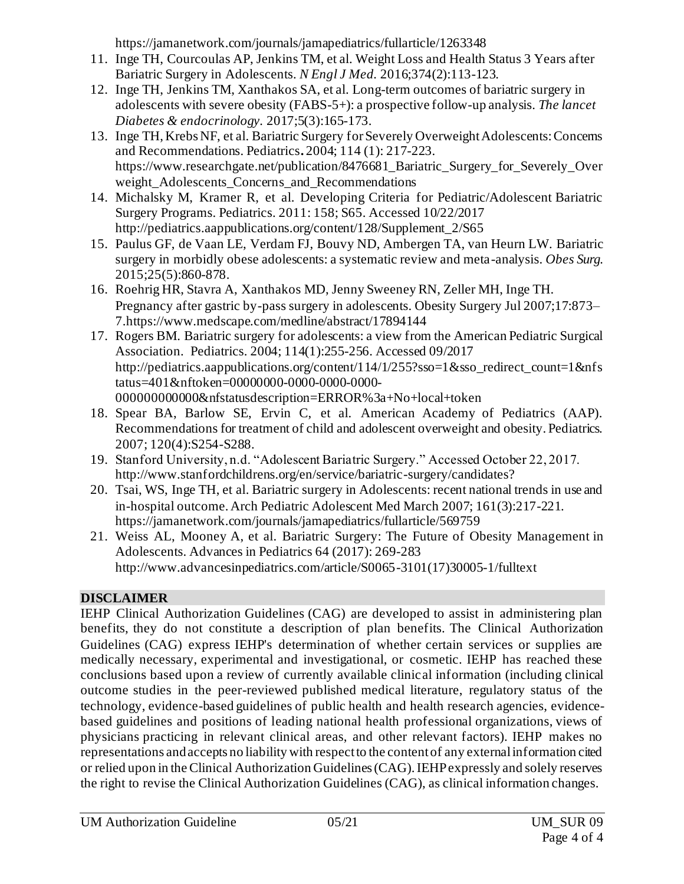https://jamanetwork.com/journals/jamapediatrics/fullarticle/1263348

11. Inge TH, Courcoulas AP, Jenkins TM, et al. Weight Loss and Health Status 3 Years after Bariatric Surgery in Adolescents. *N Engl J Med.* 2016;374(2):113-123.
12. Inge TH, Jenkins TM, Xanthakos SA, et al. Long-term outcomes of bariatric surgery in adolescents with severe obesity (FABS-5+): a prospective follow-up analysis. *The lancet Diabetes & endocrinology.* 2017;5(3):165-173.
13. Inge TH, Krebs NF, et al. Bariatric Surgery for Severely Overweight Adolescents: Concerns and Recommendations. Pediatrics**.** 2004; 114 (1): 217-223. https://www.researchgate.net/publication/8476681_Bariatric_Surgery_for_Severely_Overweight_Adolescents_Concerns_and_Recommendations
14. Michalsky M, Kramer R, et al. Developing Criteria for Pediatric/Adolescent Bariatric Surgery Programs. Pediatrics. 2011: 158; S65. Accessed 10/22/2017 http://pediatrics.aappublications.org/content/128/Supplement_2/S65
15. Paulus GF, de Vaan LE, Verdam FJ, Bouvy ND, Ambergen TA, van Heurn LW. Bariatric surgery in morbidly obese adolescents: a systematic review and meta-analysis. *Obes Surg.* 2015;25(5):860-878.
16. Roehrig HR, Stavra A, Xanthakos MD, Jenny Sweeney RN, Zeller MH, Inge TH. Pregnancy after gastric by-pass surgery in adolescents. Obesity Surgery Jul 2007;17:873–7.https://www.medscape.com/medline/abstract/17894144
17. Rogers BM. Bariatric surgery for adolescents: a view from the American Pediatric Surgical Association. Pediatrics. 2004; 114(1):255-256. Accessed 09/2017 http://pediatrics.aappublications.org/content/114/1/255?sso=1&sso_redirect_count=1&nfstatus=401&nftoken=00000000-0000-0000-0000-000000000000&nfstatusdescription=ERROR%3a+No+local+token
18. Spear BA, Barlow SE, Ervin C, et al. American Academy of Pediatrics (AAP). Recommendations for treatment of child and adolescent overweight and obesity. Pediatrics. 2007; 120(4):S254-S288.
19. Stanford University, n.d. "Adolescent Bariatric Surgery." Accessed October 22, 2017. http://www.stanfordchildrens.org/en/service/bariatric-surgery/candidates?
20. Tsai, WS, Inge TH, et al. Bariatric surgery in Adolescents: recent national trends in use and in-hospital outcome. Arch Pediatric Adolescent Med March 2007; 161(3):217-221. https://jamanetwork.com/journals/jamapediatrics/fullarticle/569759
21. Weiss AL, Mooney A, et al. Bariatric Surgery: The Future of Obesity Management in Adolescents. Advances in Pediatrics 64 (2017): 269-283 http://www.advancesinpediatrics.com/article/S0065-3101(17)30005-1/fulltext

## DISCLAIMER

IEHP Clinical Authorization Guidelines (CAG) are developed to assist in administering plan benefits, they do not constitute a description of plan benefits. The Clinical Authorization Guidelines (CAG) express IEHP's determination of whether certain services or supplies are medically necessary, experimental and investigational, or cosmetic. IEHP has reached these conclusions based upon a review of currently available clinical information (including clinical outcome studies in the peer-reviewed published medical literature, regulatory status of the technology, evidence-based guidelines of public health and health research agencies, evidence-based guidelines and positions of leading national health professional organizations, views of physicians practicing in relevant clinical areas, and other relevant factors). IEHP makes no representations and accepts no liability with respect to the content of any external information cited or relied upon in the Clinical Authorization Guidelines (CAG). IEHP expressly and solely reserves the right to revise the Clinical Authorization Guidelines (CAG), as clinical information changes.